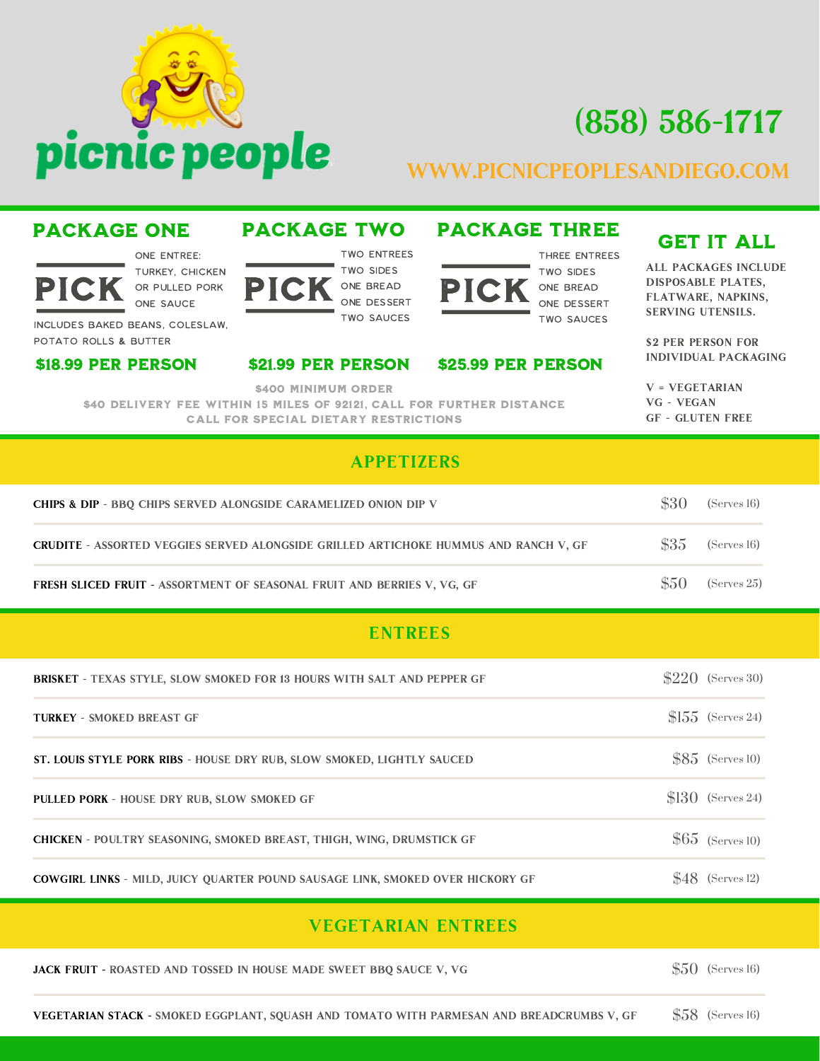# picnic people

(858) 586-1717

WWW.PICNICPEOPLESANDIEGO.COM

## PACKAGE ONE

**PICK**

ONE ENTREE: TURKEY, CHICKEN OR PULLED PORK
ONE SAUCE

INCLUDES BAKED BEANS, COLESLAW, POTATO ROLLS & BUTTER

**$18.99 PER PERSON**

## PACKAGE TWO

**PICK**

TWO ENTREES
TWO SIDES
ONE BREAD
ONE DESSERT
TWO SAUCES

**$21.99 PER PERSON**

## PACKAGE THREE

**PICK**

THREE ENTREES
TWO SIDES
ONE BREAD
ONE DESSERT
TWO SAUCES

**$25.99 PER PERSON**

$400 MINIMUM ORDER
$40 DELIVERY FEE WITHIN 15 MILES OF 92121, CALL FOR FURTHER DISTANCE
CALL FOR SPECIAL DIETARY RESTRICTIONS

## GET IT ALL

ALL PACKAGES INCLUDE DISPOSABLE PLATES, FLATWARE, NAPKINS, SERVING UTENSILS.

$2 PER PERSON FOR INDIVIDUAL PACKAGING

V = VEGETARIAN
VG - VEGAN
GF - GLUTEN FREE

## APPETIZERS

| Item | Price | Serves |
| --- | --- | --- |
| **CHIPS & DIP** - BBQ CHIPS SERVED ALONGSIDE CARAMELIZED ONION DIP V | $30 | (Serves 16) |
| **CRUDITE** - ASSORTED VEGGIES SERVED ALONGSIDE GRILLED ARTICHOKE HUMMUS AND RANCH V, GF | $35 | (Serves 16) |
| **FRESH SLICED FRUIT** - ASSORTMENT OF SEASONAL FRUIT AND BERRIES V, VG, GF | $50 | (Serves 25) |

## ENTREES

| Item | Price | Serves |
| --- | --- | --- |
| **BRISKET** - TEXAS STYLE, SLOW SMOKED FOR 13 HOURS WITH SALT AND PEPPER GF | $220 | (Serves 30) |
| **TURKEY** - SMOKED BREAST GF | $155 | (Serves 24) |
| **ST. LOUIS STYLE PORK RIBS** - HOUSE DRY RUB, SLOW SMOKED, LIGHTLY SAUCED | $85 | (Serves 10) |
| **PULLED PORK** - HOUSE DRY RUB, SLOW SMOKED GF | $130 | (Serves 24) |
| **CHICKEN** - POULTRY SEASONING, SMOKED BREAST, THIGH, WING, DRUMSTICK GF | $65 | (Serves 10) |
| **COWGIRL LINKS** - MILD, JUICY QUARTER POUND SAUSAGE LINK, SMOKED OVER HICKORY GF | $48 | (Serves 12) |

## VEGETARIAN ENTREES

| Item | Price | Serves |
| --- | --- | --- |
| **JACK FRUIT** - ROASTED AND TOSSED IN HOUSE MADE SWEET BBQ SAUCE V, VG | $50 | (Serves 16) |
| **VEGETARIAN STACK** - SMOKED EGGPLANT, SQUASH AND TOMATO WITH PARMESAN AND BREADCRUMBS V, GF | $58 | (Serves 16) |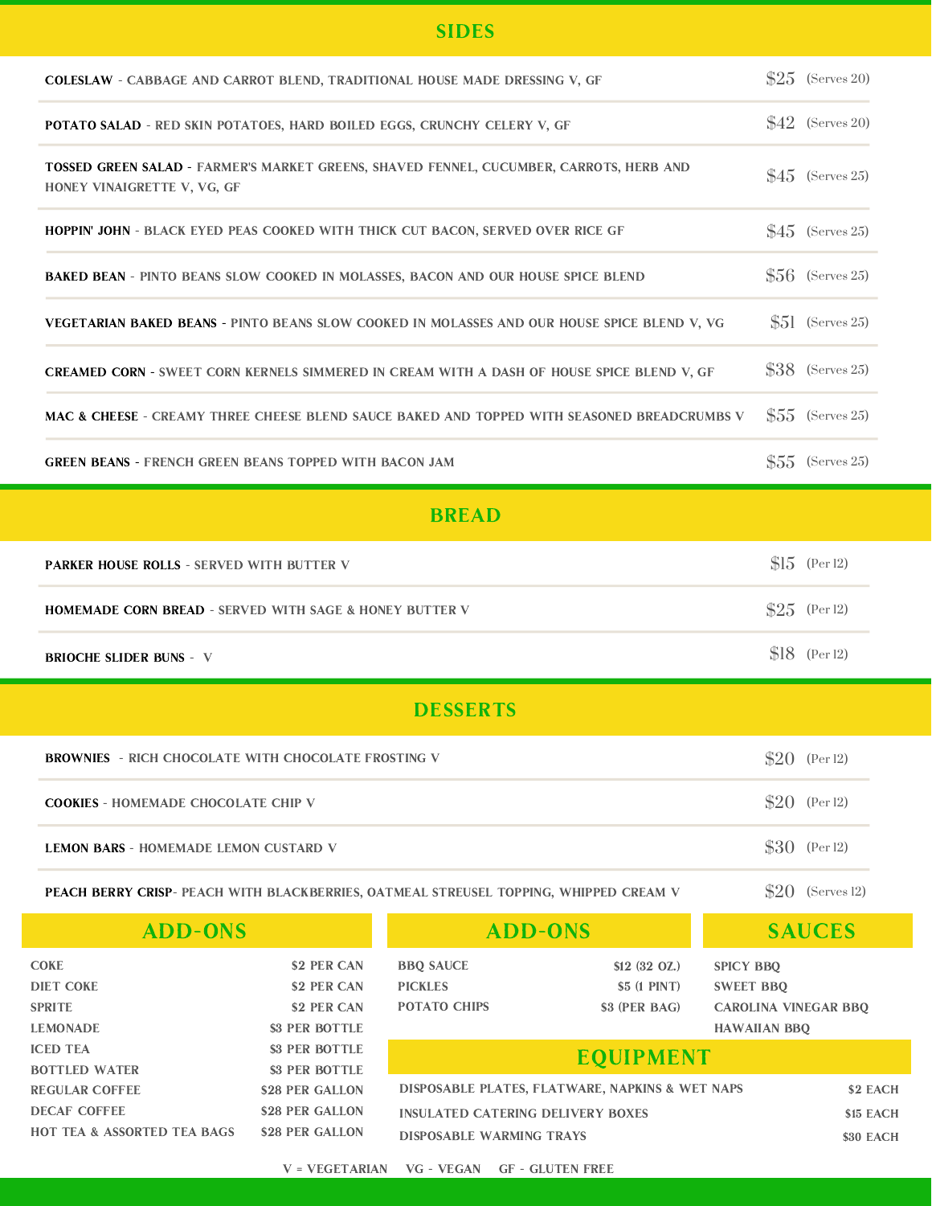## SIDES

| | | |
|---|---|---|
| **COLESLAW** - CABBAGE AND CARROT BLEND, TRADITIONAL HOUSE MADE DRESSING V, GF | $25 | (Serves 20) |
| **POTATO SALAD** - RED SKIN POTATOES, HARD BOILED EGGS, CRUNCHY CELERY V, GF | $42 | (Serves 20) |
| **TOSSED GREEN SALAD** - FARMER'S MARKET GREENS, SHAVED FENNEL, CUCUMBER, CARROTS, HERB AND HONEY VINAIGRETTE V, VG, GF | $45 | (Serves 25) |
| **HOPPIN' JOHN** - BLACK EYED PEAS COOKED WITH THICK CUT BACON, SERVED OVER RICE GF | $45 | (Serves 25) |
| **BAKED BEAN** - PINTO BEANS SLOW COOKED IN MOLASSES, BACON AND OUR HOUSE SPICE BLEND | $56 | (Serves 25) |
| **VEGETARIAN BAKED BEANS** - PINTO BEANS SLOW COOKED IN MOLASSES AND OUR HOUSE SPICE BLEND V, VG | $51 | (Serves 25) |
| **CREAMED CORN** - SWEET CORN KERNELS SIMMERED IN CREAM WITH A DASH OF HOUSE SPICE BLEND V, GF | $38 | (Serves 25) |
| **MAC & CHEESE** - CREAMY THREE CHEESE BLEND SAUCE BAKED AND TOPPED WITH SEASONED BREADCRUMBS V | $55 | (Serves 25) |
| **GREEN BEANS** - FRENCH GREEN BEANS TOPPED WITH BACON JAM | $55 | (Serves 25) |

## BREAD

| | | |
|---|---|---|
| **PARKER HOUSE ROLLS** - SERVED WITH BUTTER V | $15 | (Per 12) |
| **HOMEMADE CORN BREAD** - SERVED WITH SAGE & HONEY BUTTER V | $25 | (Per 12) |
| **BRIOCHE SLIDER BUNS** - V | $18 | (Per 12) |

## DESSERTS

| | | |
|---|---|---|
| **BROWNIES** - RICH CHOCOLATE WITH CHOCOLATE FROSTING V | $20 | (Per 12) |
| **COOKIES** - HOMEMADE CHOCOLATE CHIP V | $20 | (Per 12) |
| **LEMON BARS** - HOMEMADE LEMON CUSTARD V | $30 | (Per 12) |
| **PEACH BERRY CRISP**- PEACH WITH BLACKBERRIES, OATMEAL STREUSEL TOPPING, WHIPPED CREAM V | $20 | (Serves 12) |

## ADD-ONS

| | |
|---|---|
| COKE | $2 PER CAN |
| DIET COKE | $2 PER CAN |
| SPRITE | $2 PER CAN |
| LEMONADE | $3 PER BOTTLE |
| ICED TEA | $3 PER BOTTLE |
| BOTTLED WATER | $3 PER BOTTLE |
| REGULAR COFFEE | $28 PER GALLON |
| DECAF COFFEE | $28 PER GALLON |
| HOT TEA & ASSORTED TEA BAGS | $28 PER GALLON |

## ADD-ONS

| | |
|---|---|
| BBQ SAUCE | $12 (32 OZ.) |
| PICKLES | $5 (1 PINT) |
| POTATO CHIPS | $3 (PER BAG) |

## SAUCES

- SPICY BBQ
- SWEET BBQ
- CAROLINA VINEGAR BBQ
- HAWAIIAN BBQ

## EQUIPMENT

| | |
|---|---|
| DISPOSABLE PLATES, FLATWARE, NAPKINS & WET NAPS | $2 EACH |
| INSULATED CATERING DELIVERY BOXES | $15 EACH |
| DISPOSABLE WARMING TRAYS | $30 EACH |

V = VEGETARIAN    VG - VEGAN    GF - GLUTEN FREE